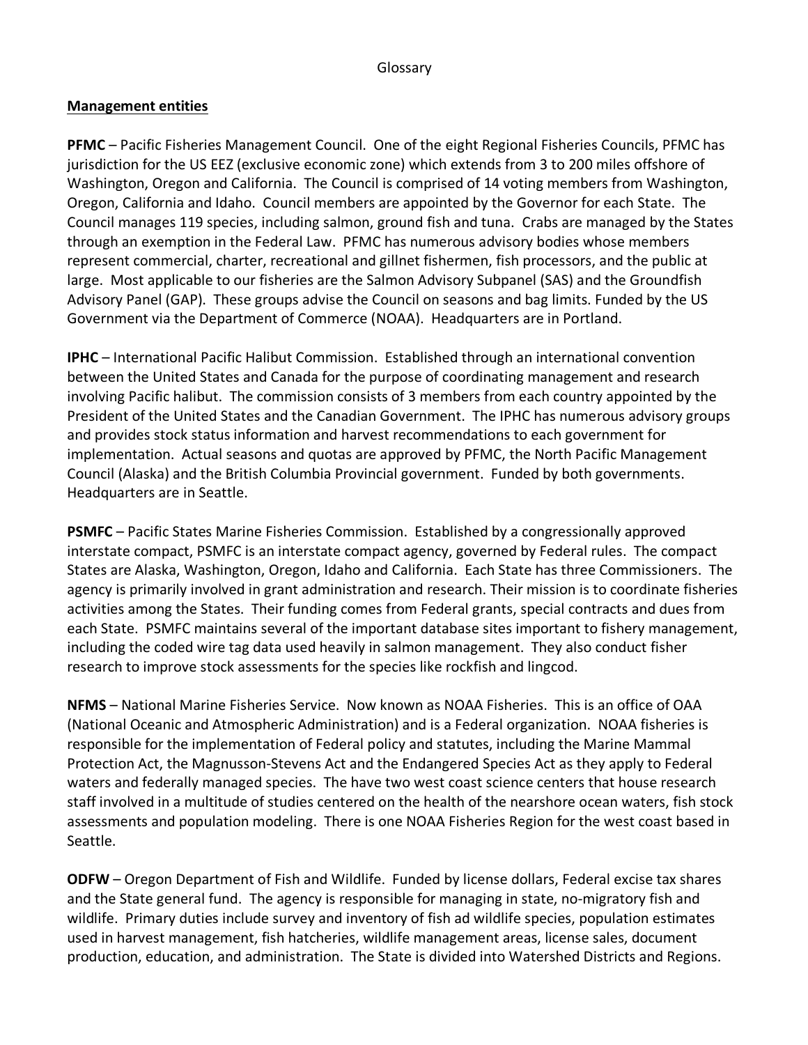# Glossary

## Management entities

**PFMC** – Pacific Fisheries Management Council. One of the eight Regional Fisheries Councils, PFMC has jurisdiction for the US EEZ (exclusive economic zone) which extends from 3 to 200 miles offshore of Washington, Oregon and California. The Council is comprised of 14 voting members from Washington, Oregon, California and Idaho. Council members are appointed by the Governor for each State. The Council manages 119 species, including salmon, ground fish and tuna. Crabs are managed by the States through an exemption in the Federal Law. PFMC has numerous advisory bodies whose members represent commercial, charter, recreational and gillnet fishermen, fish processors, and the public at large. Most applicable to our fisheries are the Salmon Advisory Subpanel (SAS) and the Groundfish Advisory Panel (GAP). These groups advise the Council on seasons and bag limits. Funded by the US Government via the Department of Commerce (NOAA). Headquarters are in Portland.

**IPHC** – International Pacific Halibut Commission. Established through an international convention between the United States and Canada for the purpose of coordinating management and research involving Pacific halibut. The commission consists of 3 members from each country appointed by the President of the United States and the Canadian Government. The IPHC has numerous advisory groups and provides stock status information and harvest recommendations to each government for implementation. Actual seasons and quotas are approved by PFMC, the North Pacific Management Council (Alaska) and the British Columbia Provincial government. Funded by both governments. Headquarters are in Seattle.

**PSMFC** – Pacific States Marine Fisheries Commission. Established by a congressionally approved interstate compact, PSMFC is an interstate compact agency, governed by Federal rules. The compact States are Alaska, Washington, Oregon, Idaho and California. Each State has three Commissioners. The agency is primarily involved in grant administration and research. Their mission is to coordinate fisheries activities among the States. Their funding comes from Federal grants, special contracts and dues from each State. PSMFC maintains several of the important database sites important to fishery management, including the coded wire tag data used heavily in salmon management. They also conduct fisher research to improve stock assessments for the species like rockfish and lingcod.

**NFMS** – National Marine Fisheries Service. Now known as NOAA Fisheries. This is an office of OAA (National Oceanic and Atmospheric Administration) and is a Federal organization. NOAA fisheries is responsible for the implementation of Federal policy and statutes, including the Marine Mammal Protection Act, the Magnusson-Stevens Act and the Endangered Species Act as they apply to Federal waters and federally managed species. The have two west coast science centers that house research staff involved in a multitude of studies centered on the health of the nearshore ocean waters, fish stock assessments and population modeling. There is one NOAA Fisheries Region for the west coast based in Seattle.

**ODFW** – Oregon Department of Fish and Wildlife. Funded by license dollars, Federal excise tax shares and the State general fund. The agency is responsible for managing in state, no-migratory fish and wildlife. Primary duties include survey and inventory of fish ad wildlife species, population estimates used in harvest management, fish hatcheries, wildlife management areas, license sales, document production, education, and administration. The State is divided into Watershed Districts and Regions.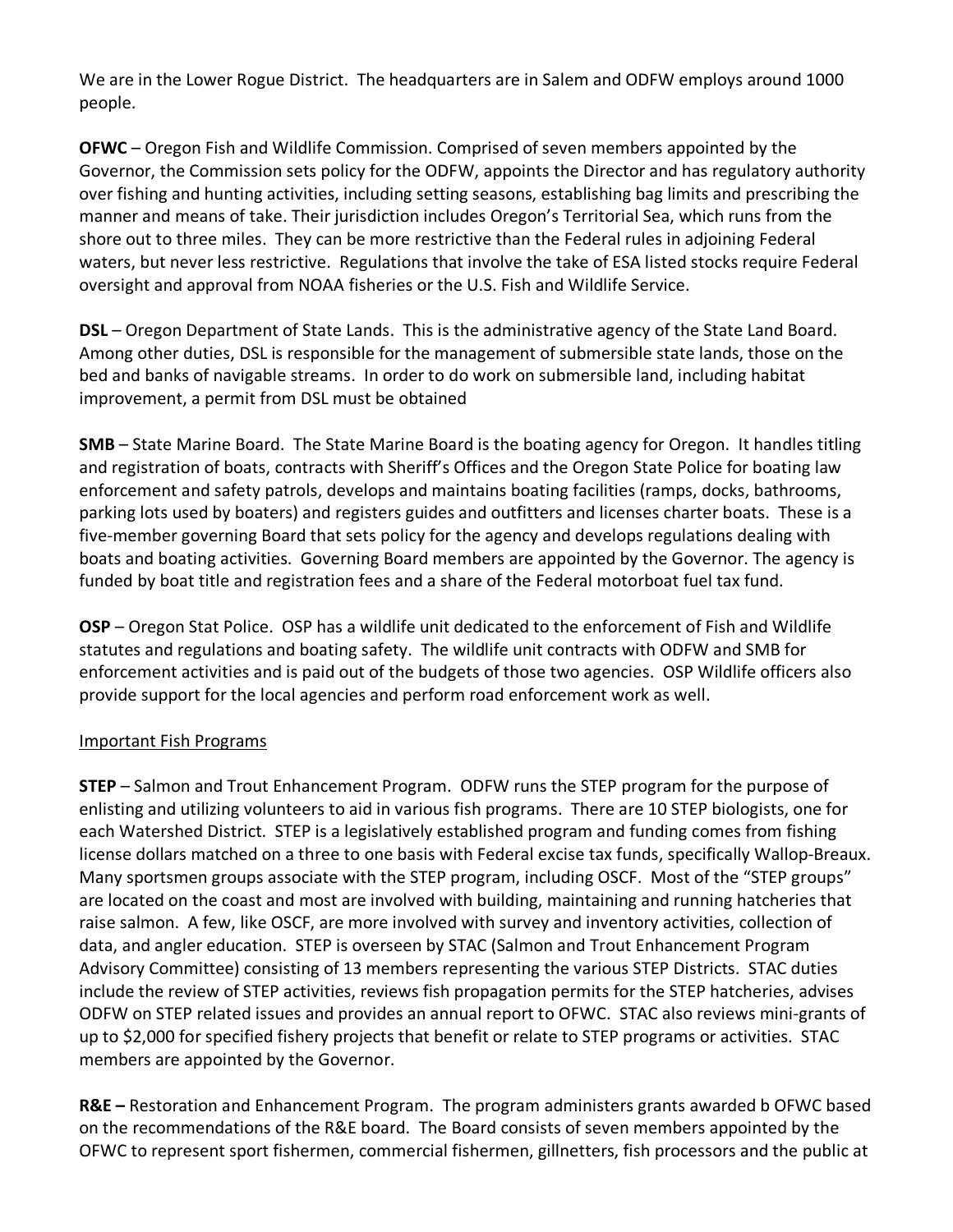We are in the Lower Rogue District. The headquarters are in Salem and ODFW employs around 1000 people.

**OFWC** – Oregon Fish and Wildlife Commission. Comprised of seven members appointed by the Governor, the Commission sets policy for the ODFW, appoints the Director and has regulatory authority over fishing and hunting activities, including setting seasons, establishing bag limits and prescribing the manner and means of take. Their jurisdiction includes Oregon's Territorial Sea, which runs from the shore out to three miles. They can be more restrictive than the Federal rules in adjoining Federal waters, but never less restrictive. Regulations that involve the take of ESA listed stocks require Federal oversight and approval from NOAA fisheries or the U.S. Fish and Wildlife Service.

**DSL** – Oregon Department of State Lands. This is the administrative agency of the State Land Board. Among other duties, DSL is responsible for the management of submersible state lands, those on the bed and banks of navigable streams. In order to do work on submersible land, including habitat improvement, a permit from DSL must be obtained

**SMB** – State Marine Board. The State Marine Board is the boating agency for Oregon. It handles titling and registration of boats, contracts with Sheriff's Offices and the Oregon State Police for boating law enforcement and safety patrols, develops and maintains boating facilities (ramps, docks, bathrooms, parking lots used by boaters) and registers guides and outfitters and licenses charter boats. These is a five-member governing Board that sets policy for the agency and develops regulations dealing with boats and boating activities. Governing Board members are appointed by the Governor. The agency is funded by boat title and registration fees and a share of the Federal motorboat fuel tax fund.

**OSP** – Oregon Stat Police. OSP has a wildlife unit dedicated to the enforcement of Fish and Wildlife statutes and regulations and boating safety. The wildlife unit contracts with ODFW and SMB for enforcement activities and is paid out of the budgets of those two agencies. OSP Wildlife officers also provide support for the local agencies and perform road enforcement work as well.

<u>Important Fish Programs</u>

**STEP** – Salmon and Trout Enhancement Program. ODFW runs the STEP program for the purpose of enlisting and utilizing volunteers to aid in various fish programs. There are 10 STEP biologists, one for each Watershed District. STEP is a legislatively established program and funding comes from fishing license dollars matched on a three to one basis with Federal excise tax funds, specifically Wallop-Breaux. Many sportsmen groups associate with the STEP program, including OSCF. Most of the "STEP groups" are located on the coast and most are involved with building, maintaining and running hatcheries that raise salmon. A few, like OSCF, are more involved with survey and inventory activities, collection of data, and angler education. STEP is overseen by STAC (Salmon and Trout Enhancement Program Advisory Committee) consisting of 13 members representing the various STEP Districts. STAC duties include the review of STEP activities, reviews fish propagation permits for the STEP hatcheries, advises ODFW on STEP related issues and provides an annual report to OFWC. STAC also reviews mini-grants of up to $2,000 for specified fishery projects that benefit or relate to STEP programs or activities. STAC members are appointed by the Governor.

**R&E –** Restoration and Enhancement Program. The program administers grants awarded b OFWC based on the recommendations of the R&E board. The Board consists of seven members appointed by the OFWC to represent sport fishermen, commercial fishermen, gillnetters, fish processors and the public at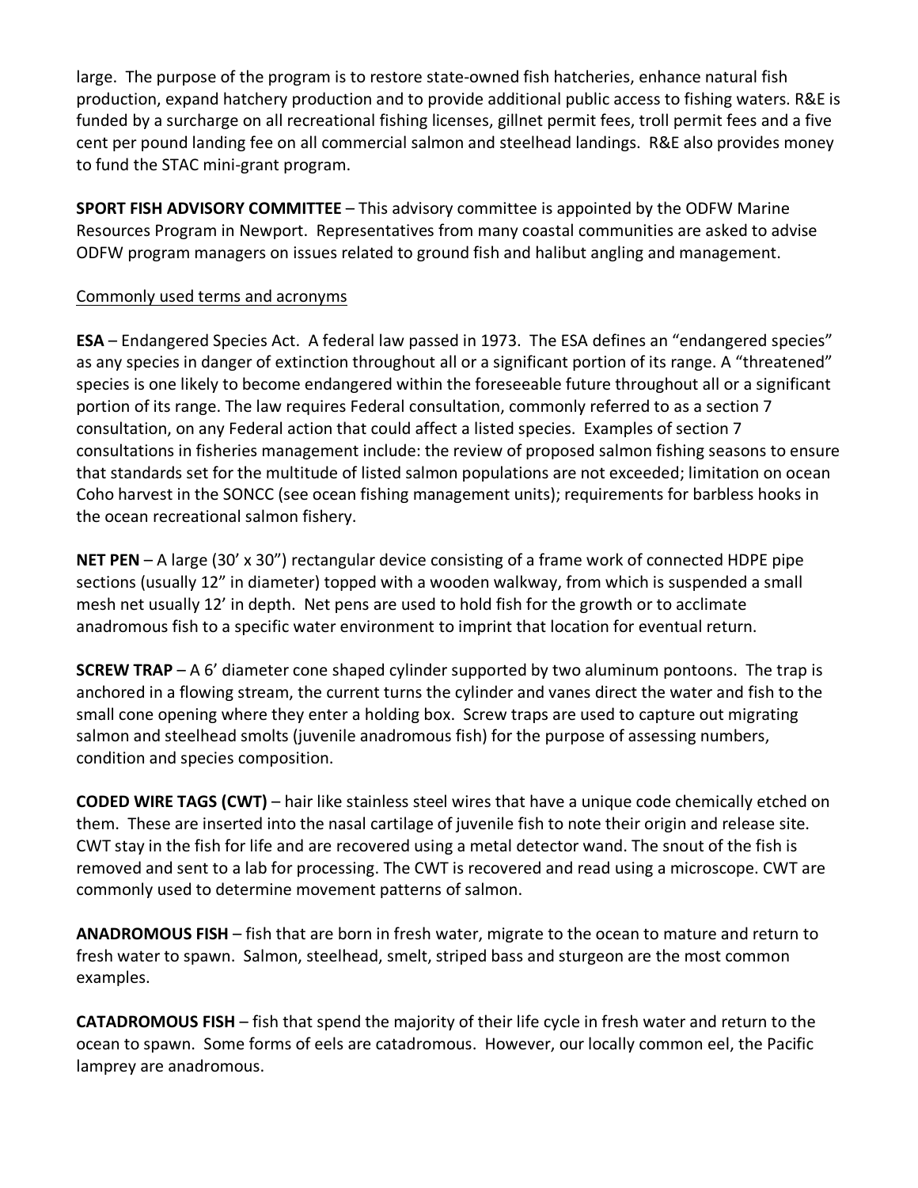large. The purpose of the program is to restore state-owned fish hatcheries, enhance natural fish production, expand hatchery production and to provide additional public access to fishing waters. R&E is funded by a surcharge on all recreational fishing licenses, gillnet permit fees, troll permit fees and a five cent per pound landing fee on all commercial salmon and steelhead landings. R&E also provides money to fund the STAC mini-grant program.

**SPORT FISH ADVISORY COMMITTEE** – This advisory committee is appointed by the ODFW Marine Resources Program in Newport. Representatives from many coastal communities are asked to advise ODFW program managers on issues related to ground fish and halibut angling and management.

<u>Commonly used terms and acronyms</u>

**ESA** – Endangered Species Act. A federal law passed in 1973. The ESA defines an "endangered species" as any species in danger of extinction throughout all or a significant portion of its range. A "threatened" species is one likely to become endangered within the foreseeable future throughout all or a significant portion of its range. The law requires Federal consultation, commonly referred to as a section 7 consultation, on any Federal action that could affect a listed species. Examples of section 7 consultations in fisheries management include: the review of proposed salmon fishing seasons to ensure that standards set for the multitude of listed salmon populations are not exceeded; limitation on ocean Coho harvest in the SONCC (see ocean fishing management units); requirements for barbless hooks in the ocean recreational salmon fishery.

**NET PEN** – A large (30' x 30") rectangular device consisting of a frame work of connected HDPE pipe sections (usually 12" in diameter) topped with a wooden walkway, from which is suspended a small mesh net usually 12' in depth. Net pens are used to hold fish for the growth or to acclimate anadromous fish to a specific water environment to imprint that location for eventual return.

**SCREW TRAP** – A 6' diameter cone shaped cylinder supported by two aluminum pontoons. The trap is anchored in a flowing stream, the current turns the cylinder and vanes direct the water and fish to the small cone opening where they enter a holding box. Screw traps are used to capture out migrating salmon and steelhead smolts (juvenile anadromous fish) for the purpose of assessing numbers, condition and species composition.

**CODED WIRE TAGS (CWT)** – hair like stainless steel wires that have a unique code chemically etched on them. These are inserted into the nasal cartilage of juvenile fish to note their origin and release site. CWT stay in the fish for life and are recovered using a metal detector wand. The snout of the fish is removed and sent to a lab for processing. The CWT is recovered and read using a microscope. CWT are commonly used to determine movement patterns of salmon.

**ANADROMOUS FISH** – fish that are born in fresh water, migrate to the ocean to mature and return to fresh water to spawn. Salmon, steelhead, smelt, striped bass and sturgeon are the most common examples.

**CATADROMOUS FISH** – fish that spend the majority of their life cycle in fresh water and return to the ocean to spawn. Some forms of eels are catadromous. However, our locally common eel, the Pacific lamprey are anadromous.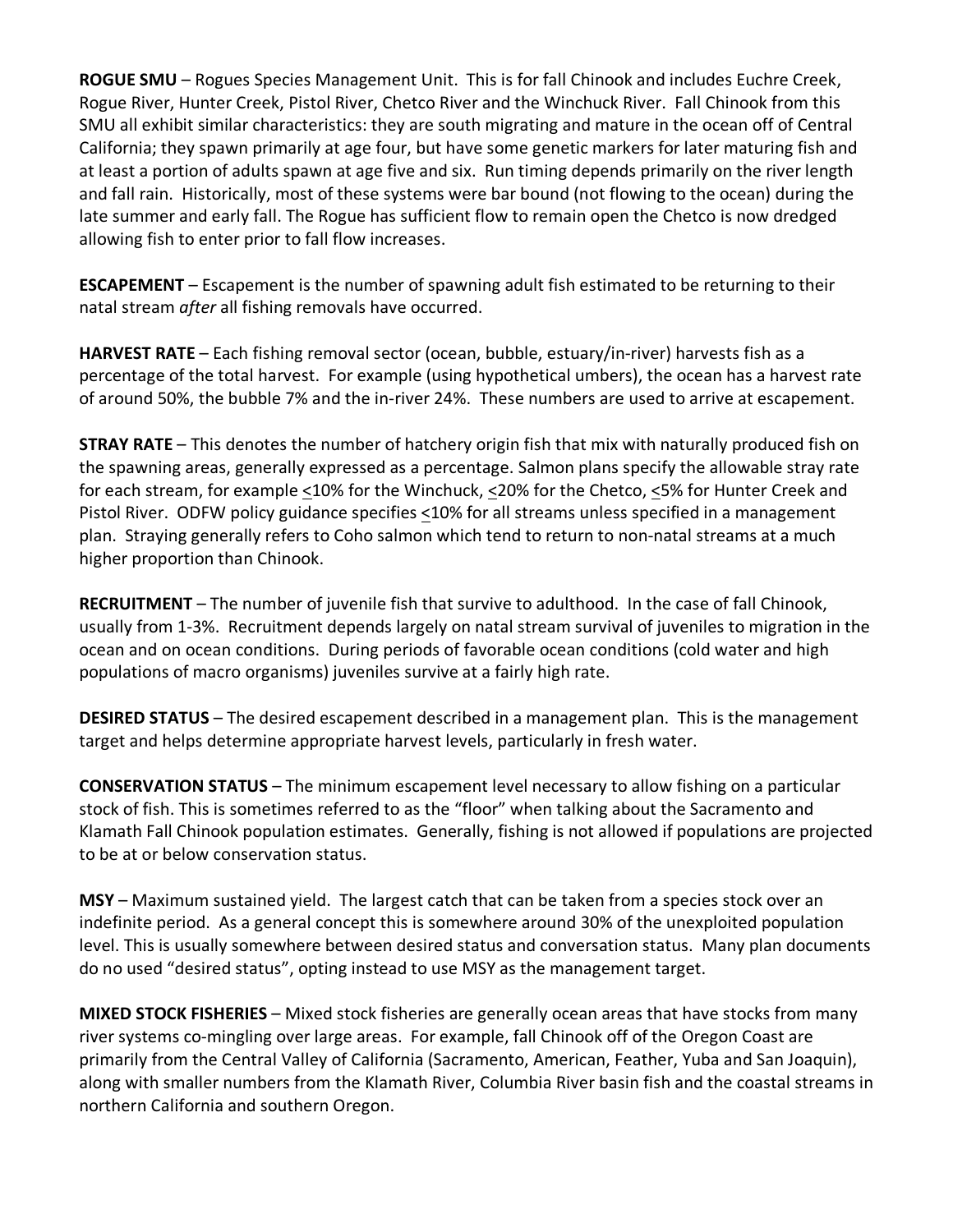**ROGUE SMU** – Rogues Species Management Unit. This is for fall Chinook and includes Euchre Creek, Rogue River, Hunter Creek, Pistol River, Chetco River and the Winchuck River. Fall Chinook from this SMU all exhibit similar characteristics: they are south migrating and mature in the ocean off of Central California; they spawn primarily at age four, but have some genetic markers for later maturing fish and at least a portion of adults spawn at age five and six. Run timing depends primarily on the river length and fall rain. Historically, most of these systems were bar bound (not flowing to the ocean) during the late summer and early fall. The Rogue has sufficient flow to remain open the Chetco is now dredged allowing fish to enter prior to fall flow increases.

**ESCAPEMENT** – Escapement is the number of spawning adult fish estimated to be returning to their natal stream *after* all fishing removals have occurred.

**HARVEST RATE** – Each fishing removal sector (ocean, bubble, estuary/in-river) harvests fish as a percentage of the total harvest. For example (using hypothetical umbers), the ocean has a harvest rate of around 50%, the bubble 7% and the in-river 24%. These numbers are used to arrive at escapement.

**STRAY RATE** – This denotes the number of hatchery origin fish that mix with naturally produced fish on the spawning areas, generally expressed as a percentage. Salmon plans specify the allowable stray rate for each stream, for example ≤10% for the Winchuck, ≤20% for the Chetco, ≤5% for Hunter Creek and Pistol River. ODFW policy guidance specifies ≤10% for all streams unless specified in a management plan. Straying generally refers to Coho salmon which tend to return to non-natal streams at a much higher proportion than Chinook.

**RECRUITMENT** – The number of juvenile fish that survive to adulthood. In the case of fall Chinook, usually from 1-3%. Recruitment depends largely on natal stream survival of juveniles to migration in the ocean and on ocean conditions. During periods of favorable ocean conditions (cold water and high populations of macro organisms) juveniles survive at a fairly high rate.

**DESIRED STATUS** – The desired escapement described in a management plan. This is the management target and helps determine appropriate harvest levels, particularly in fresh water.

**CONSERVATION STATUS** – The minimum escapement level necessary to allow fishing on a particular stock of fish. This is sometimes referred to as the "floor" when talking about the Sacramento and Klamath Fall Chinook population estimates. Generally, fishing is not allowed if populations are projected to be at or below conservation status.

**MSY** – Maximum sustained yield. The largest catch that can be taken from a species stock over an indefinite period. As a general concept this is somewhere around 30% of the unexploited population level. This is usually somewhere between desired status and conversation status. Many plan documents do no used "desired status", opting instead to use MSY as the management target.

**MIXED STOCK FISHERIES** – Mixed stock fisheries are generally ocean areas that have stocks from many river systems co-mingling over large areas. For example, fall Chinook off of the Oregon Coast are primarily from the Central Valley of California (Sacramento, American, Feather, Yuba and San Joaquin), along with smaller numbers from the Klamath River, Columbia River basin fish and the coastal streams in northern California and southern Oregon.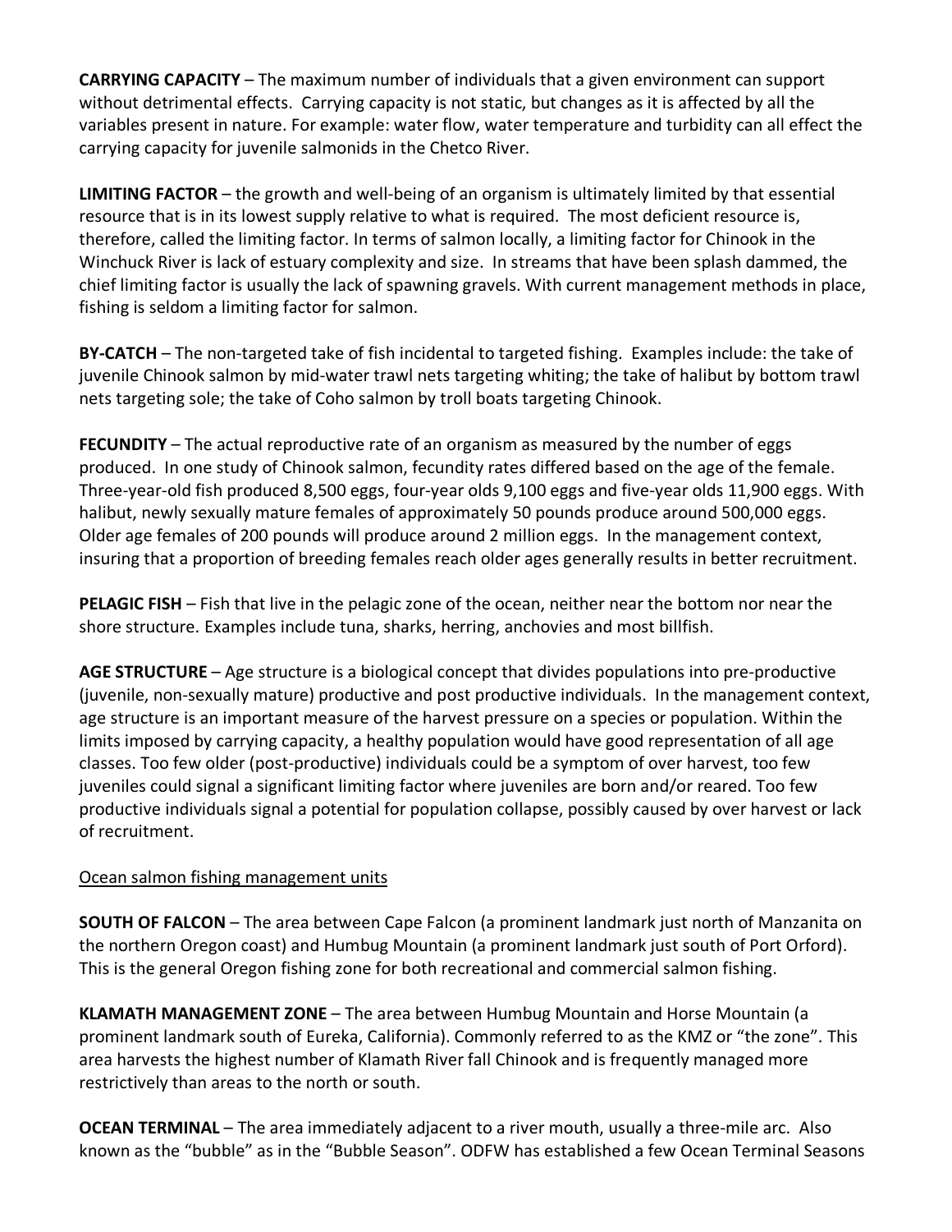**CARRYING CAPACITY** – The maximum number of individuals that a given environment can support without detrimental effects. Carrying capacity is not static, but changes as it is affected by all the variables present in nature. For example: water flow, water temperature and turbidity can all effect the carrying capacity for juvenile salmonids in the Chetco River.

**LIMITING FACTOR** – the growth and well-being of an organism is ultimately limited by that essential resource that is in its lowest supply relative to what is required. The most deficient resource is, therefore, called the limiting factor. In terms of salmon locally, a limiting factor for Chinook in the Winchuck River is lack of estuary complexity and size. In streams that have been splash dammed, the chief limiting factor is usually the lack of spawning gravels. With current management methods in place, fishing is seldom a limiting factor for salmon.

**BY-CATCH** – The non-targeted take of fish incidental to targeted fishing. Examples include: the take of juvenile Chinook salmon by mid-water trawl nets targeting whiting; the take of halibut by bottom trawl nets targeting sole; the take of Coho salmon by troll boats targeting Chinook.

**FECUNDITY** – The actual reproductive rate of an organism as measured by the number of eggs produced. In one study of Chinook salmon, fecundity rates differed based on the age of the female. Three-year-old fish produced 8,500 eggs, four-year olds 9,100 eggs and five-year olds 11,900 eggs. With halibut, newly sexually mature females of approximately 50 pounds produce around 500,000 eggs. Older age females of 200 pounds will produce around 2 million eggs. In the management context, insuring that a proportion of breeding females reach older ages generally results in better recruitment.

**PELAGIC FISH** – Fish that live in the pelagic zone of the ocean, neither near the bottom nor near the shore structure. Examples include tuna, sharks, herring, anchovies and most billfish.

**AGE STRUCTURE** – Age structure is a biological concept that divides populations into pre-productive (juvenile, non-sexually mature) productive and post productive individuals. In the management context, age structure is an important measure of the harvest pressure on a species or population. Within the limits imposed by carrying capacity, a healthy population would have good representation of all age classes. Too few older (post-productive) individuals could be a symptom of over harvest, too few juveniles could signal a significant limiting factor where juveniles are born and/or reared. Too few productive individuals signal a potential for population collapse, possibly caused by over harvest or lack of recruitment.

<u>Ocean salmon fishing management units</u>

**SOUTH OF FALCON** – The area between Cape Falcon (a prominent landmark just north of Manzanita on the northern Oregon coast) and Humbug Mountain (a prominent landmark just south of Port Orford). This is the general Oregon fishing zone for both recreational and commercial salmon fishing.

**KLAMATH MANAGEMENT ZONE** – The area between Humbug Mountain and Horse Mountain (a prominent landmark south of Eureka, California). Commonly referred to as the KMZ or "the zone". This area harvests the highest number of Klamath River fall Chinook and is frequently managed more restrictively than areas to the north or south.

**OCEAN TERMINAL** – The area immediately adjacent to a river mouth, usually a three-mile arc. Also known as the "bubble" as in the "Bubble Season". ODFW has established a few Ocean Terminal Seasons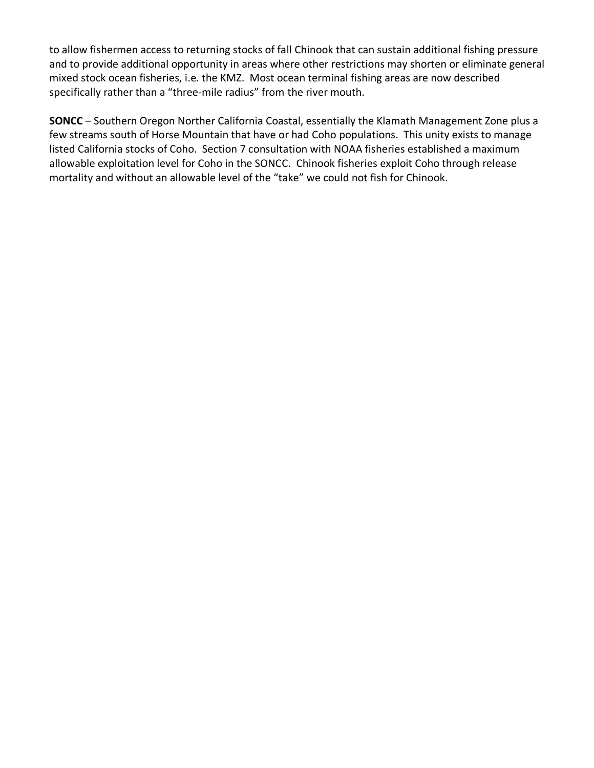to allow fishermen access to returning stocks of fall Chinook that can sustain additional fishing pressure and to provide additional opportunity in areas where other restrictions may shorten or eliminate general mixed stock ocean fisheries, i.e. the KMZ. Most ocean terminal fishing areas are now described specifically rather than a "three-mile radius" from the river mouth.

**SONCC** – Southern Oregon Norther California Coastal, essentially the Klamath Management Zone plus a few streams south of Horse Mountain that have or had Coho populations. This unity exists to manage listed California stocks of Coho. Section 7 consultation with NOAA fisheries established a maximum allowable exploitation level for Coho in the SONCC. Chinook fisheries exploit Coho through release mortality and without an allowable level of the "take" we could not fish for Chinook.